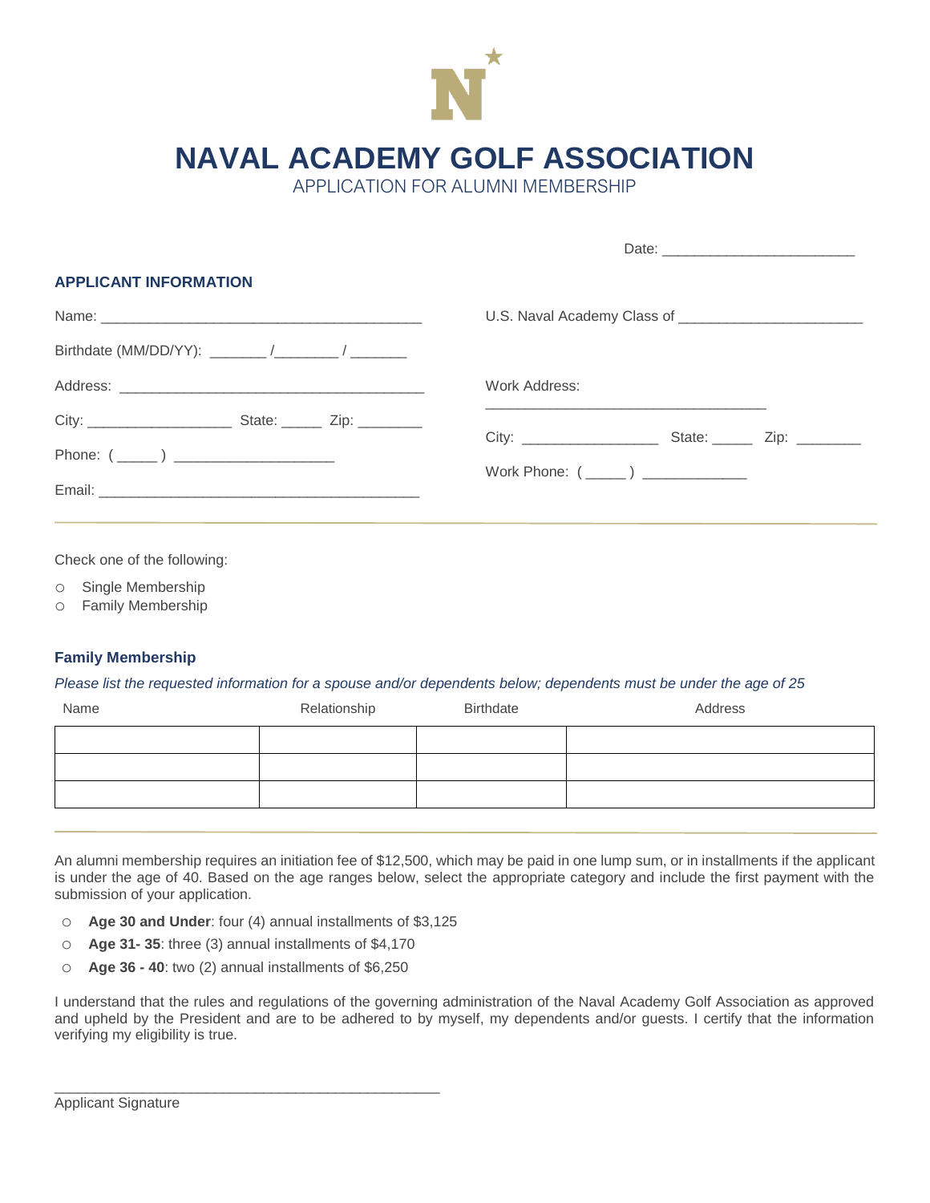# NAVAL ACADEMY GOLF ASSOCIATION

## APPLICATION FOR ALUMNI MEMBERSHIP

Date: ________________________

### APPLICANT INFORMATION

Name: ________________________________________

Birthdate (MM/DD/YY): _______ /________ / _______

Address: ________________________________________

City: __________________ State: _____ Zip: ________

Phone: ( _____ ) ____________________

Email: ________________________________________

U.S. Naval Academy Class of _______________________

Work Address:

___________________________________

City: _________________ State: _____ Zip: ________

Work Phone: ( _____ ) _____________

Check one of the following:

- ○ Single Membership
- ○ Family Membership

### Family Membership

*Please list the requested information for a spouse and/or dependents below; dependents must be under the age of 25*

| Name | Relationship | Birthdate | Address |
|---|---|---|---|
| | | | |
| | | | |
| | | | |

An alumni membership requires an initiation fee of $12,500, which may be paid in one lump sum, or in installments if the applicant is under the age of 40. Based on the age ranges below, select the appropriate category and include the first payment with the submission of your application.

- ○ **Age 30 and Under**: four (4) annual installments of $3,125
- ○ **Age 31- 35**: three (3) annual installments of $4,170
- ○ **Age 36 - 40**: two (2) annual installments of $6,250

I understand that the rules and regulations of the governing administration of the Naval Academy Golf Association as approved and upheld by the President and are to be adhered to by myself, my dependents and/or guests. I certify that the information verifying my eligibility is true.

_________________________________________________

Applicant Signature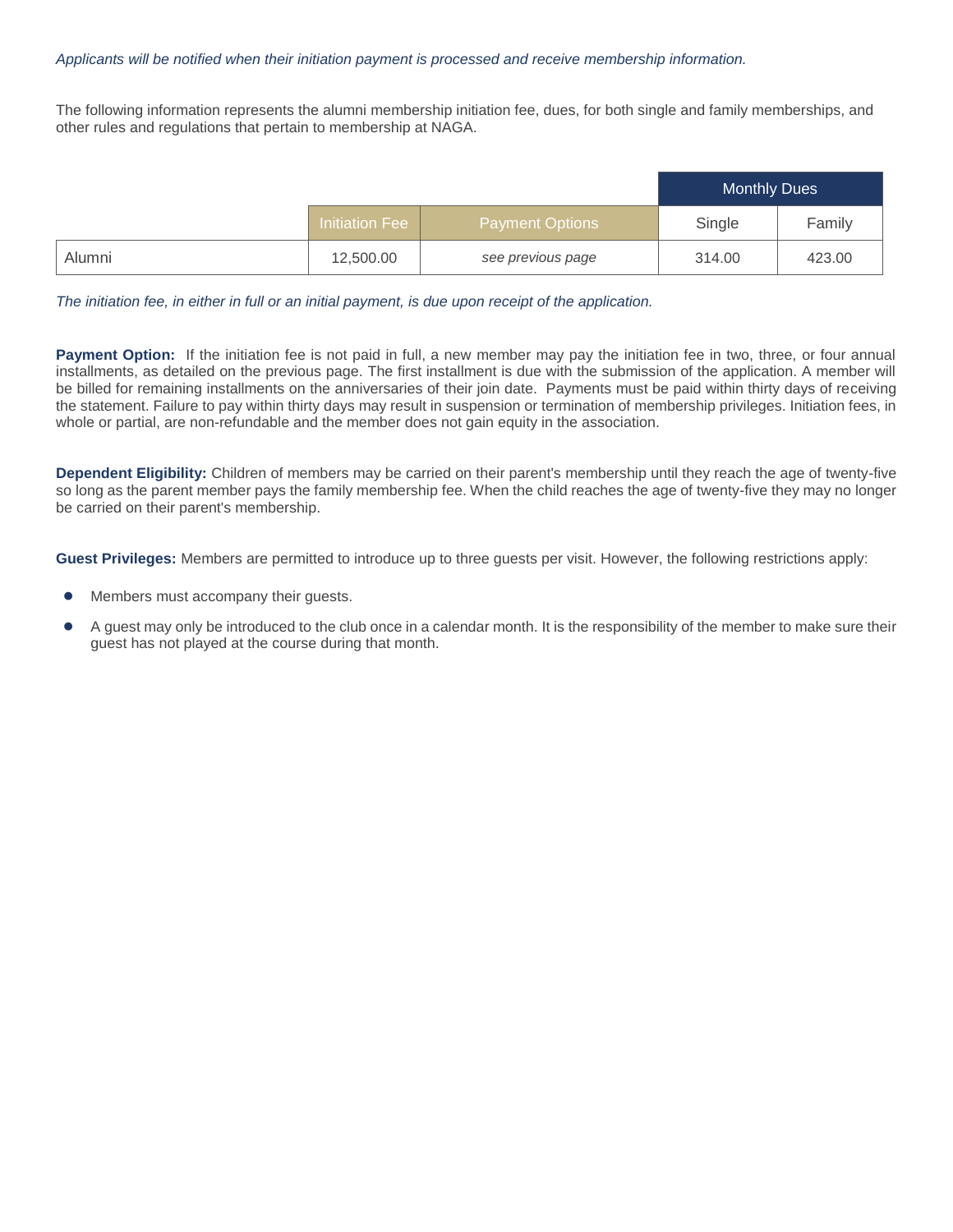*Applicants will be notified when their initiation payment is processed and receive membership information.*

The following information represents the alumni membership initiation fee, dues, for both single and family memberships, and other rules and regulations that pertain to membership at NAGA.

| | | | Monthly Dues | |
|---|---|---|---|---|
| | Initiation Fee | Payment Options | Single | Family |
| Alumni | 12,500.00 | *see previous page* | 314.00 | 423.00 |

*The initiation fee, in either in full or an initial payment, is due upon receipt of the application.*

**Payment Option:** If the initiation fee is not paid in full, a new member may pay the initiation fee in two, three, or four annual installments, as detailed on the previous page. The first installment is due with the submission of the application. A member will be billed for remaining installments on the anniversaries of their join date. Payments must be paid within thirty days of receiving the statement. Failure to pay within thirty days may result in suspension or termination of membership privileges. Initiation fees, in whole or partial, are non-refundable and the member does not gain equity in the association.

**Dependent Eligibility:** Children of members may be carried on their parent's membership until they reach the age of twenty-five so long as the parent member pays the family membership fee. When the child reaches the age of twenty-five they may no longer be carried on their parent's membership.

**Guest Privileges:** Members are permitted to introduce up to three guests per visit. However, the following restrictions apply:

- Members must accompany their guests.
- A guest may only be introduced to the club once in a calendar month. It is the responsibility of the member to make sure their guest has not played at the course during that month.